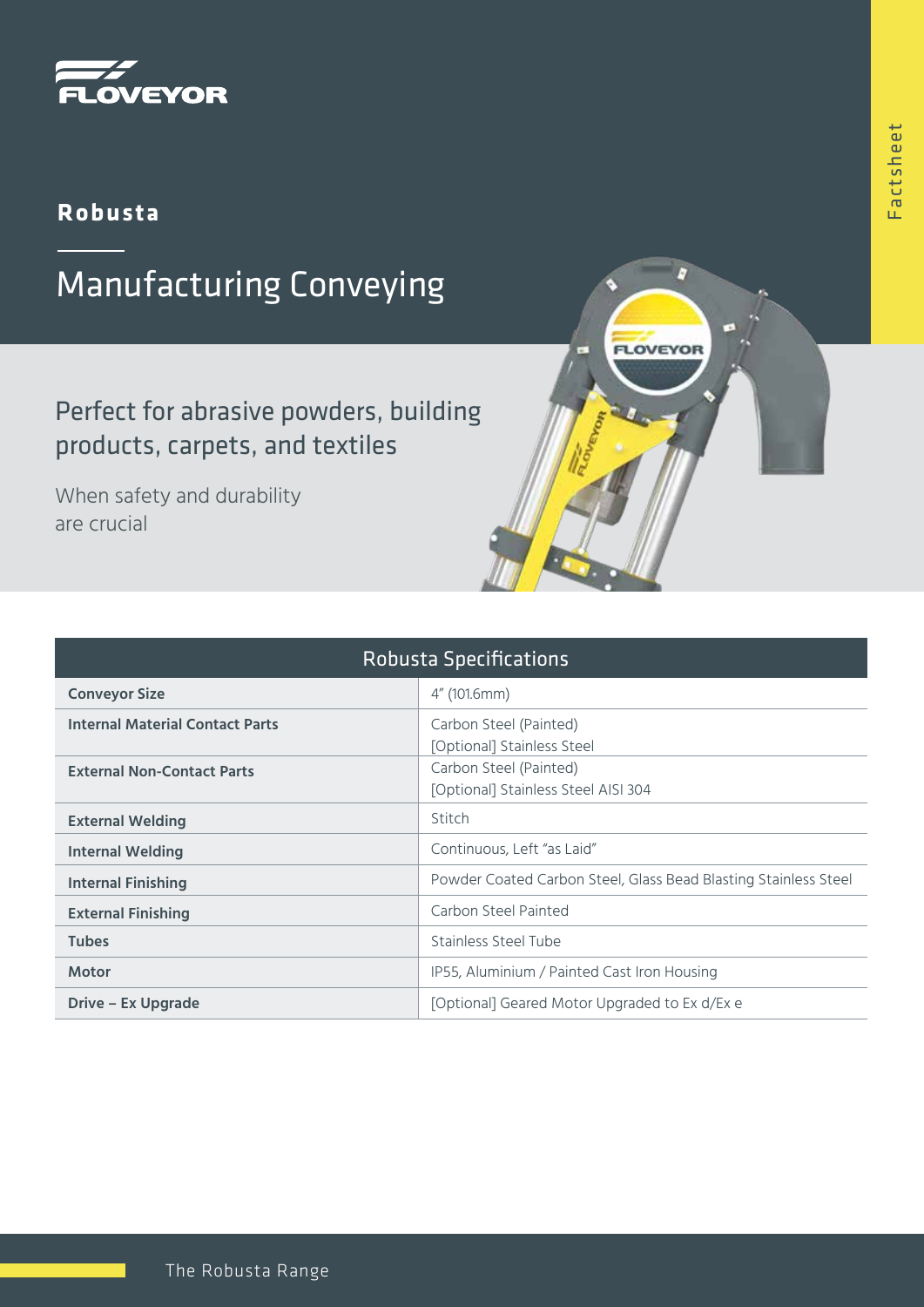FLOVEYOR

Factsheet

## Robusta

# Manufacturing Conveying

### Perfect for abrasive powders, building products, carpets, and textiles

When safety and durability are crucial

| Robusta Specifications | |
|---|---|
| **Conveyor Size** | 4″ (101.6mm) |
| **Internal Material Contact Parts** | Carbon Steel (Painted)<br>[Optional] Stainless Steel |
| **External Non-Contact Parts** | Carbon Steel (Painted)<br>[Optional] Stainless Steel AISI 304 |
| **External Welding** | Stitch |
| **Internal Welding** | Continuous, Left "as Laid" |
| **Internal Finishing** | Powder Coated Carbon Steel, Glass Bead Blasting Stainless Steel |
| **External Finishing** | Carbon Steel Painted |
| **Tubes** | Stainless Steel Tube |
| **Motor** | IP55, Aluminium / Painted Cast Iron Housing |
| **Drive – Ex Upgrade** | [Optional] Geared Motor Upgraded to Ex d/Ex e |

The Robusta Range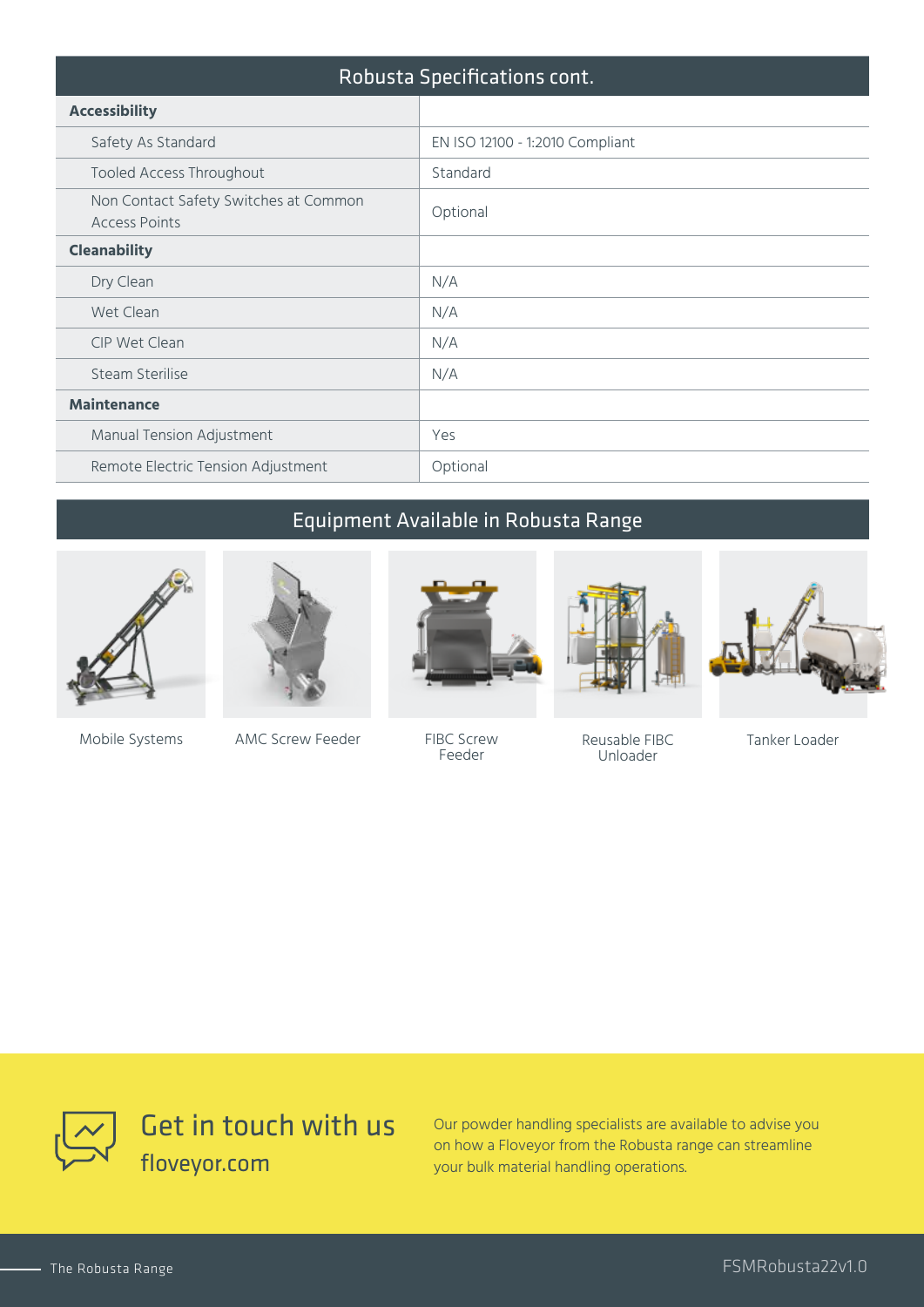## Robusta Specifications cont.

| | |
|---|---|
| **Accessibility** | |
| Safety As Standard | EN ISO 12100 - 1:2010 Compliant |
| Tooled Access Throughout | Standard |
| Non Contact Safety Switches at Common Access Points | Optional |
| **Cleanability** | |
| Dry Clean | N/A |
| Wet Clean | N/A |
| CIP Wet Clean | N/A |
| Steam Sterilise | N/A |
| **Maintenance** | |
| Manual Tension Adjustment | Yes |
| Remote Electric Tension Adjustment | Optional |

## Equipment Available in Robusta Range

Mobile Systems

AMC Screw Feeder

FIBC Screw Feeder

Reusable FIBC Unloader

Tanker Loader

## Get in touch with us

floveyor.com

Our powder handling specialists are available to advise you on how a Floveyor from the Robusta range can streamline your bulk material handling operations.

The Robusta Range

FSMRobusta22v1.0